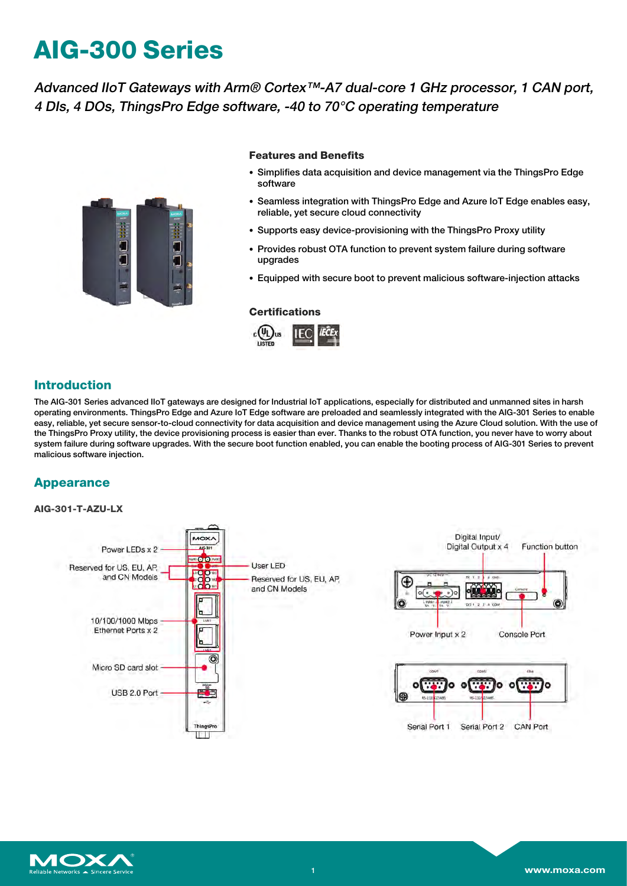# AIG-300 Series

*Advanced IIoT Gateways with Arm® Cortex™-A7 dual-core 1 GHz processor, 1 CAN port, 4 DIs, 4 DOs, ThingsPro Edge software, -40 to 70°C operating temperature*

### Features and Benefits

- Simplifies data acquisition and device management via the ThingsPro Edge software
- Seamless integration with ThingsPro Edge and Azure IoT Edge enables easy, reliable, yet secure cloud connectivity
- Supports easy device-provisioning with the ThingsPro Proxy utility
- Provides robust OTA function to prevent system failure during software upgrades
- Equipped with secure boot to prevent malicious software-injection attacks

### Certifications

## Introduction

The AIG-301 Series advanced IIoT gateways are designed for Industrial IoT applications, especially for distributed and unmanned sites in harsh operating environments. ThingsPro Edge and Azure IoT Edge software are preloaded and seamlessly integrated with the AIG-301 Series to enable easy, reliable, yet secure sensor-to-cloud connectivity for data acquisition and device management using the Azure Cloud solution. With the use of the ThingsPro Proxy utility, the device provisioning process is easier than ever. Thanks to the robust OTA function, you never have to worry about system failure during software upgrades. With the secure boot function enabled, you can enable the booting process of AIG-301 Series to prevent malicious software injection.

## Appearance

**AIG-301-T-AZU-LX**

Power LEDs x 2
Reserved for US, EU, AP, and CN Models
10/100/1000 Mbps Ethernet Ports x 2
Micro SD card slot
USB 2.0 Port
User LED
Reserved for US, EU, AP, and CN Models
Digital Input/ Digital Output x 4
Function button
Power Input x 2
Console Port
Serial Port 1
Serial Port 2
CAN Port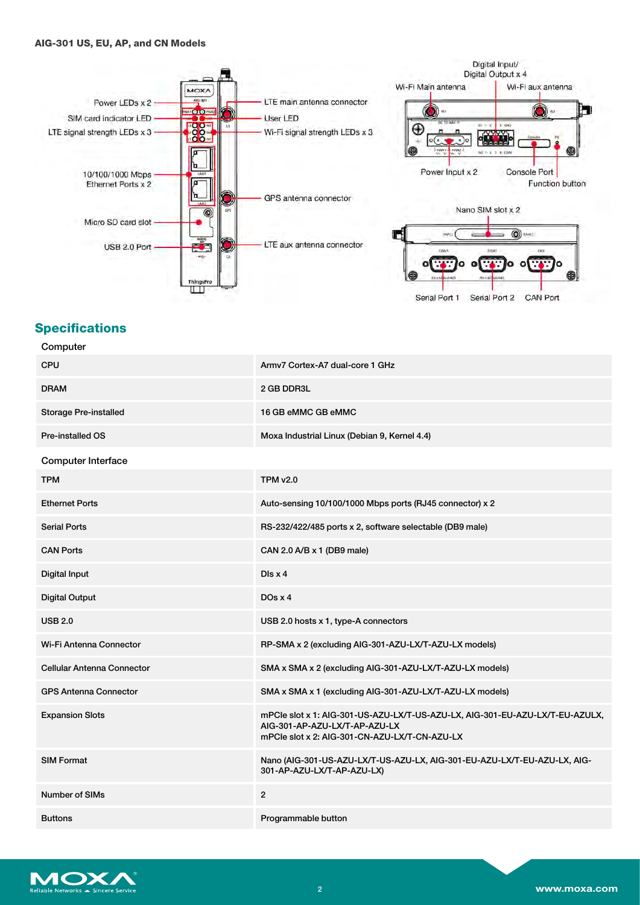**AIG-301 US, EU, AP, and CN Models**

Power LEDs x 2
SIM card indicator LED
LTE signal strength LEDs x 3
10/100/1000 Mbps Ethernet Ports x 2
Micro SD card slot
USB 2.0 Port
LTE main antenna connector
User LED
Wi-Fi signal strength LEDs x 3
GPS antenna connector
LTE aux antenna connector

Digital Input/ Digital Output x 4
Wi-Fi Main antenna
Wi-Fi aux antenna
Power Input x 2
Console Port
Function button

Nano SIM slot x 2
Serial Port 1
Serial Port 2
CAN Port

## Specifications

**Computer**

| | |
|---|---|
| CPU | Armv7 Cortex-A7 dual-core 1 GHz |
| DRAM | 2 GB DDR3L |
| Storage Pre-installed | 16 GB eMMC GB eMMC |
| Pre-installed OS | Moxa Industrial Linux (Debian 9, Kernel 4.4) |

**Computer Interface**

| | |
|---|---|
| TPM | TPM v2.0 |
| Ethernet Ports | Auto-sensing 10/100/1000 Mbps ports (RJ45 connector) x 2 |
| Serial Ports | RS-232/422/485 ports x 2, software selectable (DB9 male) |
| CAN Ports | CAN 2.0 A/B x 1 (DB9 male) |
| Digital Input | DIs x 4 |
| Digital Output | DOs x 4 |
| USB 2.0 | USB 2.0 hosts x 1, type-A connectors |
| Wi-Fi Antenna Connector | RP-SMA x 2 (excluding AIG-301-AZU-LX/T-AZU-LX models) |
| Cellular Antenna Connector | SMA x SMA x 2 (excluding AIG-301-AZU-LX/T-AZU-LX models) |
| GPS Antenna Connector | SMA x SMA x 1 (excluding AIG-301-AZU-LX/T-AZU-LX models) |
| Expansion Slots | mPCIe slot x 1: AIG-301-US-AZU-LX/T-US-AZU-LX, AIG-301-EU-AZU-LX/T-EU-AZULX, AIG-301-AP-AZU-LX/T-AP-AZU-LX<br>mPCIe slot x 2: AIG-301-CN-AZU-LX/T-CN-AZU-LX |
| SIM Format | Nano (AIG-301-US-AZU-LX/T-US-AZU-LX, AIG-301-EU-AZU-LX/T-EU-AZU-LX, AIG-301-AP-AZU-LX/T-AP-AZU-LX) |
| Number of SIMs | 2 |
| Buttons | Programmable button |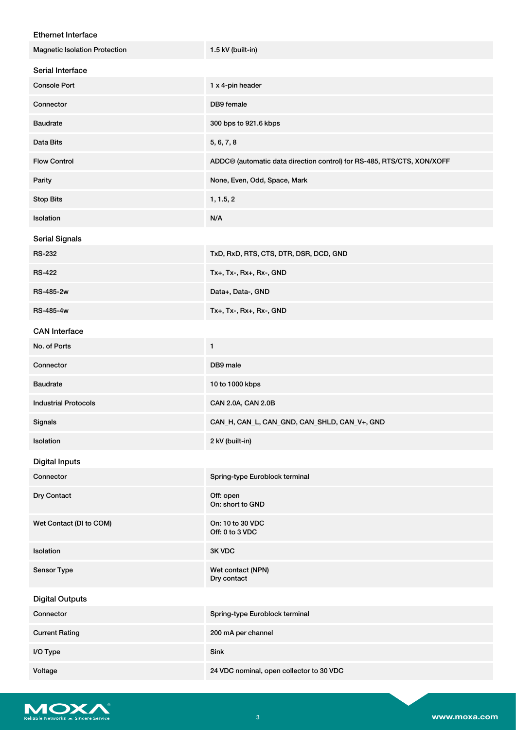### Ethernet Interface

| | |
|---|---|
| Magnetic Isolation Protection | 1.5 kV (built-in) |

### Serial Interface

| | |
|---|---|
| Console Port | 1 x 4-pin header |
| Connector | DB9 female |
| Baudrate | 300 bps to 921.6 kbps |
| Data Bits | 5, 6, 7, 8 |
| Flow Control | ADDC® (automatic data direction control) for RS-485, RTS/CTS, XON/XOFF |
| Parity | None, Even, Odd, Space, Mark |
| Stop Bits | 1, 1.5, 2 |
| Isolation | N/A |

### Serial Signals

| | |
|---|---|
| RS-232 | TxD, RxD, RTS, CTS, DTR, DSR, DCD, GND |
| RS-422 | Tx+, Tx-, Rx+, Rx-, GND |
| RS-485-2w | Data+, Data-, GND |
| RS-485-4w | Tx+, Tx-, Rx+, Rx-, GND |

### CAN Interface

| | |
|---|---|
| No. of Ports | 1 |
| Connector | DB9 male |
| Baudrate | 10 to 1000 kbps |
| Industrial Protocols | CAN 2.0A, CAN 2.0B |
| Signals | CAN_H, CAN_L, CAN_GND, CAN_SHLD, CAN_V+, GND |
| Isolation | 2 kV (built-in) |

### Digital Inputs

| | |
|---|---|
| Connector | Spring-type Euroblock terminal |
| Dry Contact | Off: open<br>On: short to GND |
| Wet Contact (DI to COM) | On: 10 to 30 VDC<br>Off: 0 to 3 VDC |
| Isolation | 3K VDC |
| Sensor Type | Wet contact (NPN)<br>Dry contact |

### Digital Outputs

| | |
|---|---|
| Connector | Spring-type Euroblock terminal |
| Current Rating | 200 mA per channel |
| I/O Type | Sink |
| Voltage | 24 VDC nominal, open collector to 30 VDC |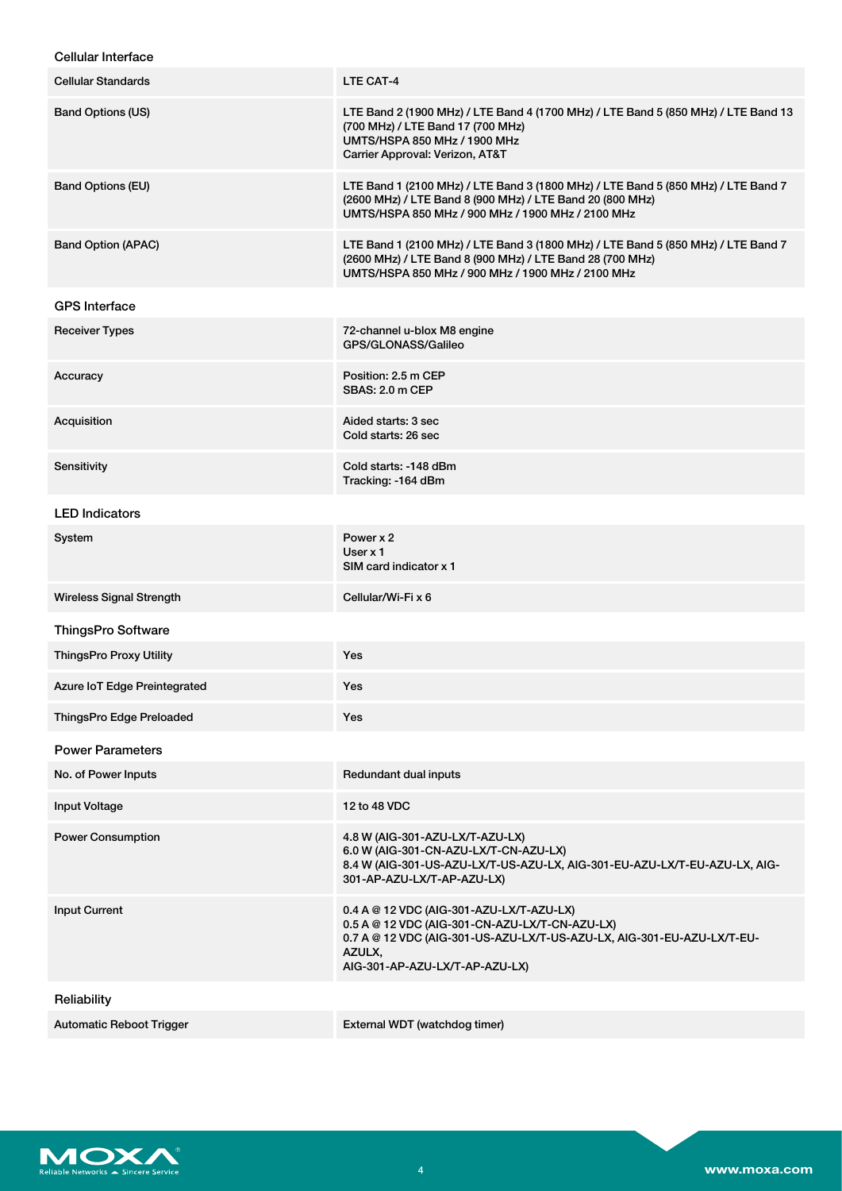## Cellular Interface

| | |
|---|---|
| Cellular Standards | LTE CAT-4 |
| Band Options (US) | LTE Band 2 (1900 MHz) / LTE Band 4 (1700 MHz) / LTE Band 5 (850 MHz) / LTE Band 13 (700 MHz) / LTE Band 17 (700 MHz)<br>UMTS/HSPA 850 MHz / 1900 MHz<br>Carrier Approval: Verizon, AT&T |
| Band Options (EU) | LTE Band 1 (2100 MHz) / LTE Band 3 (1800 MHz) / LTE Band 5 (850 MHz) / LTE Band 7 (2600 MHz) / LTE Band 8 (900 MHz) / LTE Band 20 (800 MHz)<br>UMTS/HSPA 850 MHz / 900 MHz / 1900 MHz / 2100 MHz |
| Band Option (APAC) | LTE Band 1 (2100 MHz) / LTE Band 3 (1800 MHz) / LTE Band 5 (850 MHz) / LTE Band 7 (2600 MHz) / LTE Band 8 (900 MHz) / LTE Band 28 (700 MHz)<br>UMTS/HSPA 850 MHz / 900 MHz / 1900 MHz / 2100 MHz |

## GPS Interface

| | |
|---|---|
| Receiver Types | 72-channel u-blox M8 engine<br>GPS/GLONASS/Galileo |
| Accuracy | Position: 2.5 m CEP<br>SBAS: 2.0 m CEP |
| Acquisition | Aided starts: 3 sec<br>Cold starts: 26 sec |
| Sensitivity | Cold starts: -148 dBm<br>Tracking: -164 dBm |

## LED Indicators

| | |
|---|---|
| System | Power x 2<br>User x 1<br>SIM card indicator x 1 |
| Wireless Signal Strength | Cellular/Wi-Fi x 6 |

## ThingsPro Software

| | |
|---|---|
| ThingsPro Proxy Utility | Yes |
| Azure IoT Edge Preintegrated | Yes |
| ThingsPro Edge Preloaded | Yes |

## Power Parameters

| | |
|---|---|
| No. of Power Inputs | Redundant dual inputs |
| Input Voltage | 12 to 48 VDC |
| Power Consumption | 4.8 W (AIG-301-AZU-LX/T-AZU-LX)<br>6.0 W (AIG-301-CN-AZU-LX/T-CN-AZU-LX)<br>8.4 W (AIG-301-US-AZU-LX/T-US-AZU-LX, AIG-301-EU-AZU-LX/T-EU-AZU-LX, AIG-301-AP-AZU-LX/T-AP-AZU-LX) |
| Input Current | 0.4 A @ 12 VDC (AIG-301-AZU-LX/T-AZU-LX)<br>0.5 A @ 12 VDC (AIG-301-CN-AZU-LX/T-CN-AZU-LX)<br>0.7 A @ 12 VDC (AIG-301-US-AZU-LX/T-US-AZU-LX, AIG-301-EU-AZU-LX/T-EU-AZULX,<br>AIG-301-AP-AZU-LX/T-AP-AZU-LX) |

## Reliability

| | |
|---|---|
| Automatic Reboot Trigger | External WDT (watchdog timer) |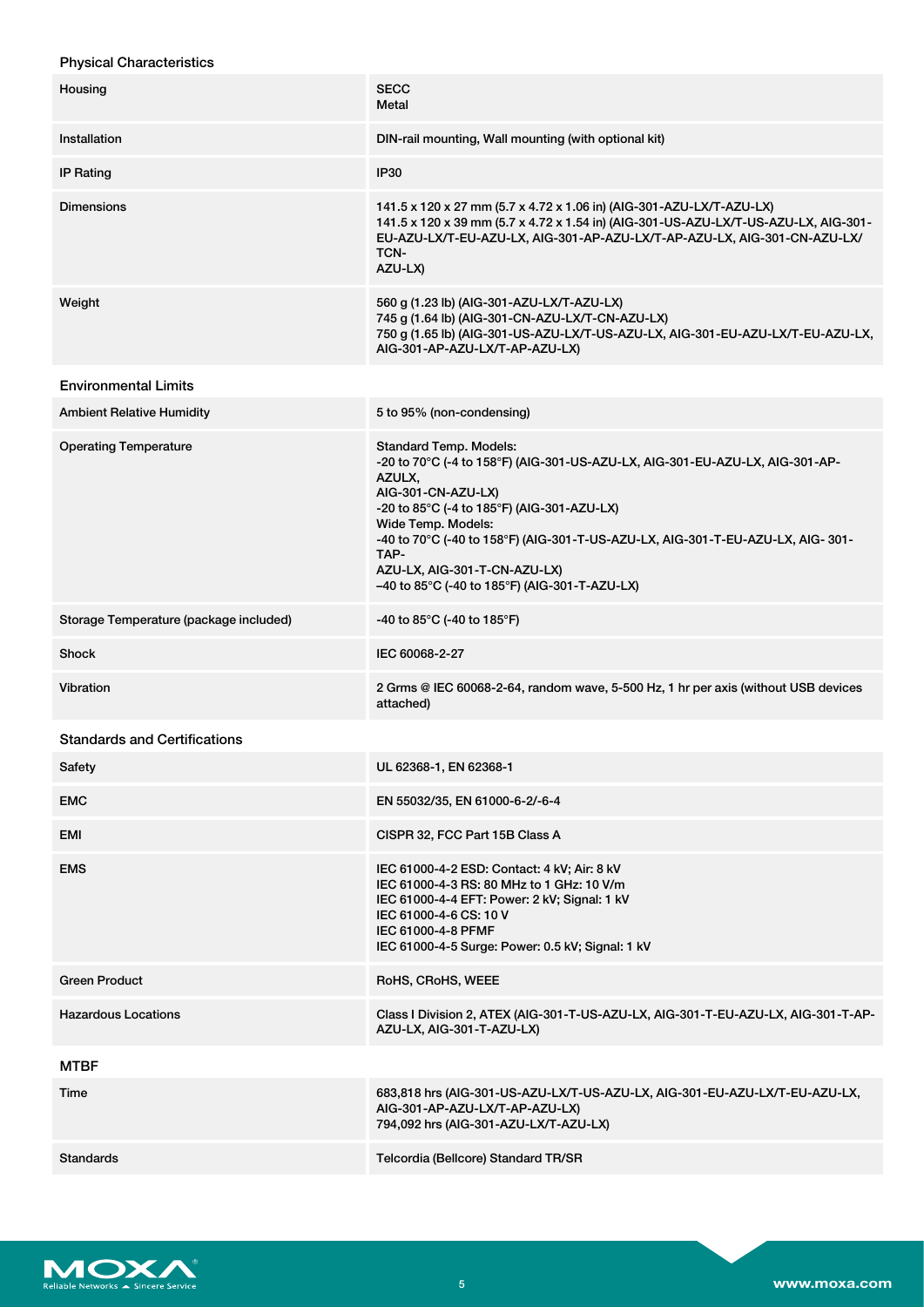## Physical Characteristics

| | |
|---|---|
| Housing | SECC<br>Metal |
| Installation | DIN-rail mounting, Wall mounting (with optional kit) |
| IP Rating | IP30 |
| Dimensions | 141.5 x 120 x 27 mm (5.7 x 4.72 x 1.06 in) (AIG-301-AZU-LX/T-AZU-LX)<br>141.5 x 120 x 39 mm (5.7 x 4.72 x 1.54 in) (AIG-301-US-AZU-LX/T-US-AZU-LX, AIG-301-EU-AZU-LX/T-EU-AZU-LX, AIG-301-AP-AZU-LX/T-AP-AZU-LX, AIG-301-CN-AZU-LX/TCN-<br>AZU-LX) |
| Weight | 560 g (1.23 lb) (AIG-301-AZU-LX/T-AZU-LX)<br>745 g (1.64 lb) (AIG-301-CN-AZU-LX/T-CN-AZU-LX)<br>750 g (1.65 lb) (AIG-301-US-AZU-LX/T-US-AZU-LX, AIG-301-EU-AZU-LX/T-EU-AZU-LX, AIG-301-AP-AZU-LX/T-AP-AZU-LX) |

## Environmental Limits

| | |
|---|---|
| Ambient Relative Humidity | 5 to 95% (non-condensing) |
| Operating Temperature | Standard Temp. Models:<br>-20 to 70°C (-4 to 158°F) (AIG-301-US-AZU-LX, AIG-301-EU-AZU-LX, AIG-301-AP-AZULX,<br>AIG-301-CN-AZU-LX)<br>-20 to 85°C (-4 to 185°F) (AIG-301-AZU-LX)<br>Wide Temp. Models:<br>-40 to 70°C (-40 to 158°F) (AIG-301-T-US-AZU-LX, AIG-301-T-EU-AZU-LX, AIG- 301-TAP-<br>AZU-LX, AIG-301-T-CN-AZU-LX)<br>–40 to 85°C (-40 to 185°F) (AIG-301-T-AZU-LX) |
| Storage Temperature (package included) | -40 to 85°C (-40 to 185°F) |
| Shock | IEC 60068-2-27 |
| Vibration | 2 Grms @ IEC 60068-2-64, random wave, 5-500 Hz, 1 hr per axis (without USB devices attached) |

## Standards and Certifications

| | |
|---|---|
| Safety | UL 62368-1, EN 62368-1 |
| EMC | EN 55032/35, EN 61000-6-2/-6-4 |
| EMI | CISPR 32, FCC Part 15B Class A |
| EMS | IEC 61000-4-2 ESD: Contact: 4 kV; Air: 8 kV<br>IEC 61000-4-3 RS: 80 MHz to 1 GHz: 10 V/m<br>IEC 61000-4-4 EFT: Power: 2 kV; Signal: 1 kV<br>IEC 61000-4-6 CS: 10 V<br>IEC 61000-4-8 PFMF<br>IEC 61000-4-5 Surge: Power: 0.5 kV; Signal: 1 kV |
| Green Product | RoHS, CRoHS, WEEE |
| Hazardous Locations | Class I Division 2, ATEX (AIG-301-T-US-AZU-LX, AIG-301-T-EU-AZU-LX, AIG-301-T-AP-AZU-LX, AIG-301-T-AZU-LX) |

## MTBF

| | |
|---|---|
| Time | 683,818 hrs (AIG-301-US-AZU-LX/T-US-AZU-LX, AIG-301-EU-AZU-LX/T-EU-AZU-LX, AIG-301-AP-AZU-LX/T-AP-AZU-LX)<br>794,092 hrs (AIG-301-AZU-LX/T-AZU-LX) |
| Standards | Telcordia (Bellcore) Standard TR/SR |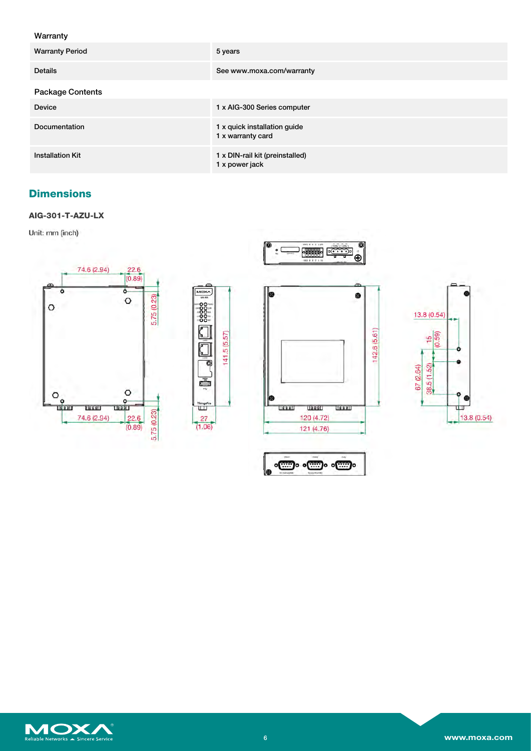| Warranty | |
|---|---|
| Warranty Period | 5 years |
| Details | See www.moxa.com/warranty |

| Package Contents | |
|---|---|
| Device | 1 x AIG-300 Series computer |
| Documentation | 1 x quick installation guide<br>1 x warranty card |
| Installation Kit | 1 x DIN-rail kit (preinstalled)<br>1 x power jack |

## Dimensions

### AIG-301-T-AZU-LX

Unit: mm (inch)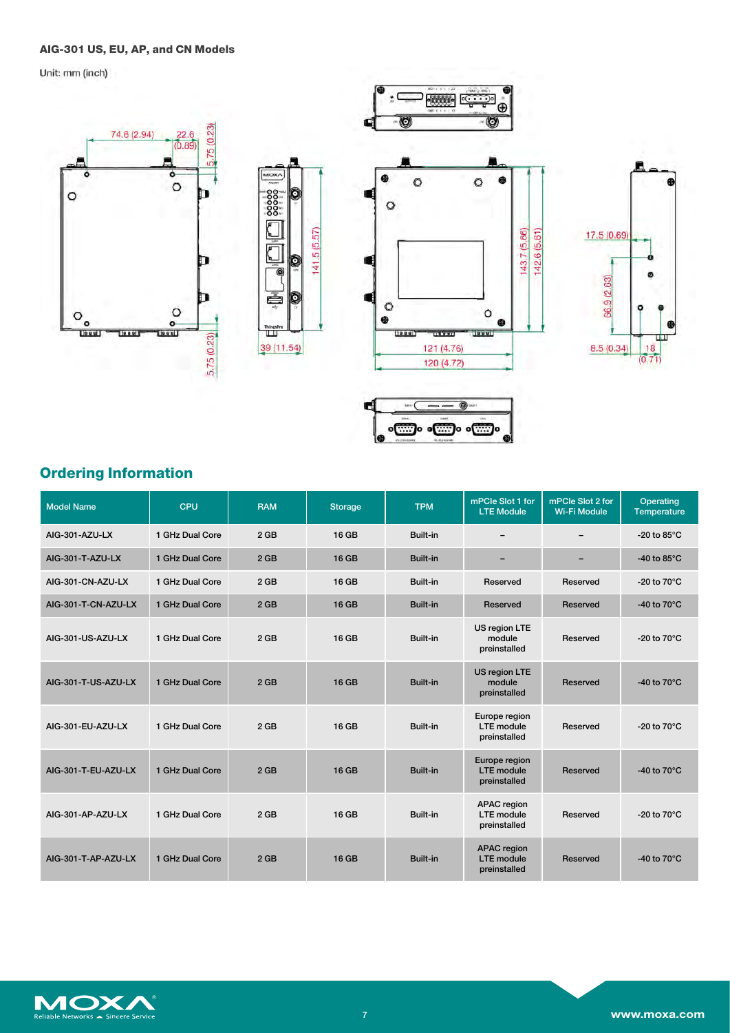**AIG-301 US, EU, AP, and CN Models**

Unit: mm (inch)

## Ordering Information

| Model Name | CPU | RAM | Storage | TPM | mPCIe Slot 1 for LTE Module | mPCIe Slot 2 for Wi-Fi Module | Operating Temperature |
|---|---|---|---|---|---|---|---|
| AIG-301-AZU-LX | 1 GHz Dual Core | 2 GB | 16 GB | Built-in | – | – | -20 to 85°C |
| AIG-301-T-AZU-LX | 1 GHz Dual Core | 2 GB | 16 GB | Built-in | – | – | -40 to 85°C |
| AIG-301-CN-AZU-LX | 1 GHz Dual Core | 2 GB | 16 GB | Built-in | Reserved | Reserved | -20 to 70°C |
| AIG-301-T-CN-AZU-LX | 1 GHz Dual Core | 2 GB | 16 GB | Built-in | Reserved | Reserved | -40 to 70°C |
| AIG-301-US-AZU-LX | 1 GHz Dual Core | 2 GB | 16 GB | Built-in | US region LTE module preinstalled | Reserved | -20 to 70°C |
| AIG-301-T-US-AZU-LX | 1 GHz Dual Core | 2 GB | 16 GB | Built-in | US region LTE module preinstalled | Reserved | -40 to 70°C |
| AIG-301-EU-AZU-LX | 1 GHz Dual Core | 2 GB | 16 GB | Built-in | Europe region LTE module preinstalled | Reserved | -20 to 70°C |
| AIG-301-T-EU-AZU-LX | 1 GHz Dual Core | 2 GB | 16 GB | Built-in | Europe region LTE module preinstalled | Reserved | -40 to 70°C |
| AIG-301-AP-AZU-LX | 1 GHz Dual Core | 2 GB | 16 GB | Built-in | APAC region LTE module preinstalled | Reserved | -20 to 70°C |
| AIG-301-T-AP-AZU-LX | 1 GHz Dual Core | 2 GB | 16 GB | Built-in | APAC region LTE module preinstalled | Reserved | -40 to 70°C |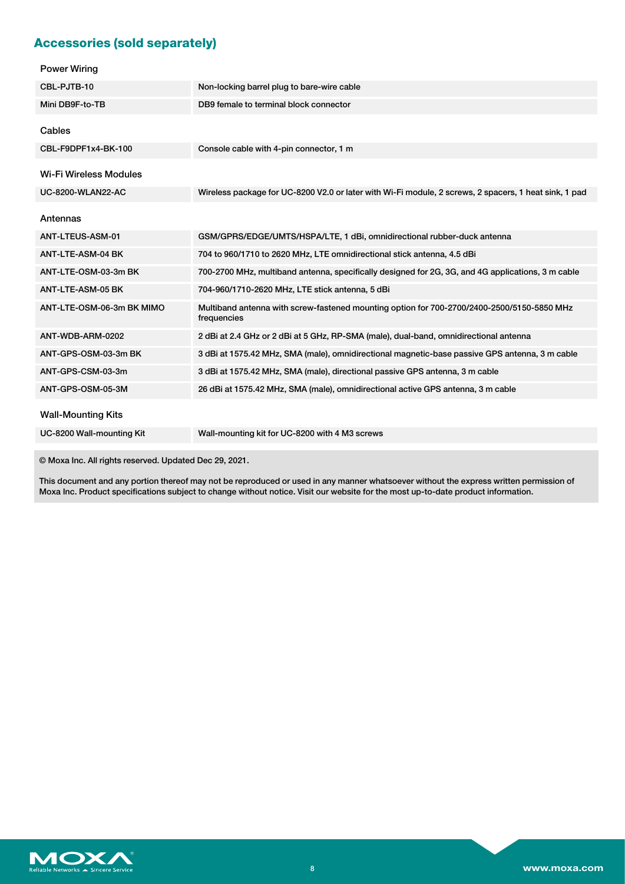## Accessories (sold separately)

### Power Wiring

| | |
|---|---|
| CBL-PJTB-10 | Non-locking barrel plug to bare-wire cable |
| Mini DB9F-to-TB | DB9 female to terminal block connector |

### Cables

| | |
|---|---|
| CBL-F9DPF1x4-BK-100 | Console cable with 4-pin connector, 1 m |

### Wi-Fi Wireless Modules

| | |
|---|---|
| UC-8200-WLAN22-AC | Wireless package for UC-8200 V2.0 or later with Wi-Fi module, 2 screws, 2 spacers, 1 heat sink, 1 pad |

### Antennas

| | |
|---|---|
| ANT-LTEUS-ASM-01 | GSM/GPRS/EDGE/UMTS/HSPA/LTE, 1 dBi, omnidirectional rubber-duck antenna |
| ANT-LTE-ASM-04 BK | 704 to 960/1710 to 2620 MHz, LTE omnidirectional stick antenna, 4.5 dBi |
| ANT-LTE-OSM-03-3m BK | 700-2700 MHz, multiband antenna, specifically designed for 2G, 3G, and 4G applications, 3 m cable |
| ANT-LTE-ASM-05 BK | 704-960/1710-2620 MHz, LTE stick antenna, 5 dBi |
| ANT-LTE-OSM-06-3m BK MIMO | Multiband antenna with screw-fastened mounting option for 700-2700/2400-2500/5150-5850 MHz frequencies |
| ANT-WDB-ARM-0202 | 2 dBi at 2.4 GHz or 2 dBi at 5 GHz, RP-SMA (male), dual-band, omnidirectional antenna |
| ANT-GPS-OSM-03-3m BK | 3 dBi at 1575.42 MHz, SMA (male), omnidirectional magnetic-base passive GPS antenna, 3 m cable |
| ANT-GPS-CSM-03-3m | 3 dBi at 1575.42 MHz, SMA (male), directional passive GPS antenna, 3 m cable |
| ANT-GPS-OSM-05-3M | 26 dBi at 1575.42 MHz, SMA (male), omnidirectional active GPS antenna, 3 m cable |

### Wall-Mounting Kits

| | |
|---|---|
| UC-8200 Wall-mounting Kit | Wall-mounting kit for UC-8200 with 4 M3 screws |

© Moxa Inc. All rights reserved. Updated Dec 29, 2021.

This document and any portion thereof may not be reproduced or used in any manner whatsoever without the express written permission of Moxa Inc. Product specifications subject to change without notice. Visit our website for the most up-to-date product information.